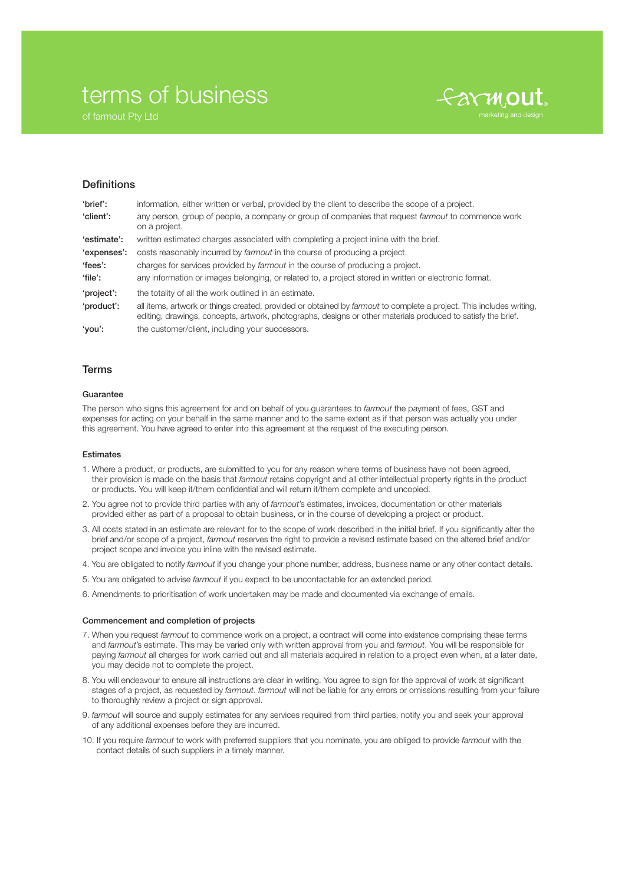# terms of business

of farmout Pty Ltd

farmout. marketing and design

## Definitions

| | |
|---|---|
| **'brief':** | information, either written or verbal, provided by the client to describe the scope of a project. |
| **'client':** | any person, group of people, a company or group of companies that request *farmout* to commence work on a project. |
| **'estimate':** | written estimated charges associated with completing a project inline with the brief. |
| **'expenses':** | costs reasonably incurred by *farmout* in the course of producing a project. |
| **'fees':** | charges for services provided by *farmout* in the course of producing a project. |
| **'file':** | any information or images belonging, or related to, a project stored in written or electronic format. |
| **'project':** | the totality of all the work outlined in an estimate. |
| **'product':** | all items, artwork or things created, provided or obtained by *farmout* to complete a project. This includes writing, editing, drawings, concepts, artwork, photographs, designs or other materials produced to satisfy the brief. |
| **'you':** | the customer/client, including your successors. |

## Terms

### Guarantee

The person who signs this agreement for and on behalf of you guarantees to *farmout* the payment of fees, GST and expenses for acting on your behalf in the same manner and to the same extent as if that person was actually you under this agreement. You have agreed to enter into this agreement at the request of the executing person.

### Estimates

1. Where a product, or products, are submitted to you for any reason where terms of business have not been agreed, their provision is made on the basis that *farmout* retains copyright and all other intellectual property rights in the product or products. You will keep it/them confidential and will return it/them complete and uncopied.
2. You agree not to provide third parties with any of *farmout*'s estimates, invoices, documentation or other materials provided either as part of a proposal to obtain business, or in the course of developing a project or product.
3. All costs stated in an estimate are relevant for to the scope of work described in the initial brief. If you significantly alter the brief and/or scope of a project, *farmout* reserves the right to provide a revised estimate based on the altered brief and/or project scope and invoice you inline with the revised estimate.
4. You are obligated to notify *farmout* if you change your phone number, address, business name or any other contact details.
5. You are obligated to advise *farmout* if you expect to be uncontactable for an extended period.
6. Amendments to prioritisation of work undertaken may be made and documented via exchange of emails.

### Commencement and completion of projects

7. When you request *farmout* to commence work on a project, a contract will come into existence comprising these terms and *farmout*'s estimate. This may be varied only with written approval from you and *farmout*. You will be responsible for paying *farmout* all charges for work carried out and all materials acquired in relation to a project even when, at a later date, you may decide not to complete the project.
8. You will endeavour to ensure all instructions are clear in writing. You agree to sign for the approval of work at significant stages of a project, as requested by *farmout*. *farmout* will not be liable for any errors or omissions resulting from your failure to thoroughly review a project or sign approval.
9. *farmout* will source and supply estimates for any services required from third parties, notify you and seek your approval of any additional expenses before they are incurred.
10. If you require *farmout* to work with preferred suppliers that you nominate, you are obliged to provide *farmout* with the contact details of such suppliers in a timely manner.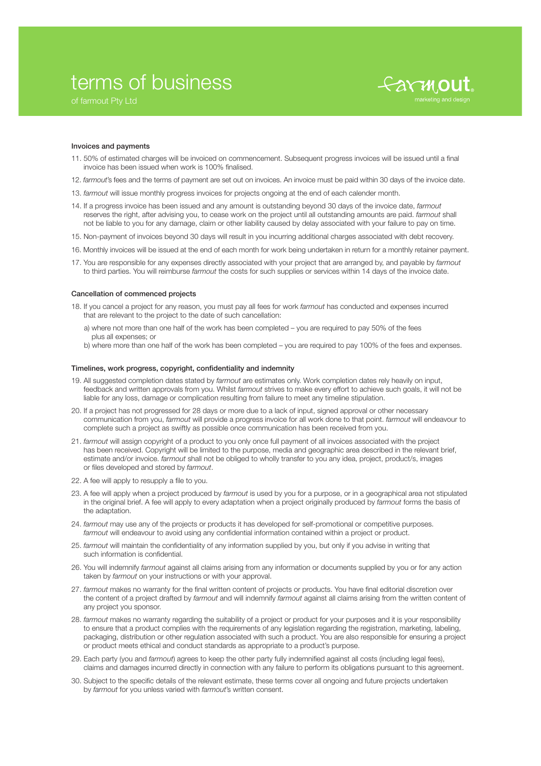# terms of business

of farmout Pty Ltd

farmout. marketing and design

### Invoices and payments

11. 50% of estimated charges will be invoiced on commencement. Subsequent progress invoices will be issued until a final invoice has been issued when work is 100% finalised.
12. *farmout*'s fees and the terms of payment are set out on invoices. An invoice must be paid within 30 days of the invoice date.
13. *farmout* will issue monthly progress invoices for projects ongoing at the end of each calender month.
14. If a progress invoice has been issued and any amount is outstanding beyond 30 days of the invoice date, *farmout* reserves the right, after advising you, to cease work on the project until all outstanding amounts are paid. *farmout* shall not be liable to you for any damage, claim or other liability caused by delay associated with your failure to pay on time.
15. Non-payment of invoices beyond 30 days will result in you incurring additional charges associated with debt recovery.
16. Monthly invoices will be issued at the end of each month for work being undertaken in return for a monthly retainer payment.
17. You are responsible for any expenses directly associated with your project that are arranged by, and payable by *farmout* to third parties. You will reimburse *farmout* the costs for such supplies or services within 14 days of the invoice date.

### Cancellation of commenced projects

18. If you cancel a project for any reason, you must pay all fees for work *farmout* has conducted and expenses incurred that are relevant to the project to the date of such cancellation:
    a) where not more than one half of the work has been completed – you are required to pay 50% of the fees plus all expenses; or
    b) where more than one half of the work has been completed – you are required to pay 100% of the fees and expenses.

### Timelines, work progress, copyright, confidentiality and indemnity

19. All suggested completion dates stated by *farmout* are estimates only. Work completion dates rely heavily on input, feedback and written approvals from you. Whilst *farmout* strives to make every effort to achieve such goals, it will not be liable for any loss, damage or complication resulting from failure to meet any timeline stipulation.
20. If a project has not progressed for 28 days or more due to a lack of input, signed approval or other necessary communication from you, *farmout* will provide a progress invoice for all work done to that point. *farmout* will endeavour to complete such a project as swiftly as possible once communication has been received from you.
21. *farmout* will assign copyright of a product to you only once full payment of all invoices associated with the project has been received. Copyright will be limited to the purpose, media and geographic area described in the relevant brief, estimate and/or invoice. *farmout* shall not be obliged to wholly transfer to you any idea, project, product/s, images or files developed and stored by *farmout*.
22. A fee will apply to resupply a file to you.
23. A fee will apply when a project produced by *farmout* is used by you for a purpose, or in a geographical area not stipulated in the original brief. A fee will apply to every adaptation when a project originally produced by *farmout* forms the basis of the adaptation.
24. *farmout* may use any of the projects or products it has developed for self-promotional or competitive purposes. *farmout* will endeavour to avoid using any confidential information contained within a project or product.
25. *farmout* will maintain the confidentiality of any information supplied by you, but only if you advise in writing that such information is confidential.
26. You will indemnify *farmout* against all claims arising from any information or documents supplied by you or for any action taken by *farmout* on your instructions or with your approval.
27. *farmout* makes no warranty for the final written content of projects or products. You have final editorial discretion over the content of a project drafted by *farmout* and will indemnify *farmout* against all claims arising from the written content of any project you sponsor.
28. *farmout* makes no warranty regarding the suitability of a project or product for your purposes and it is your responsibility to ensure that a product complies with the requirements of any legislation regarding the registration, marketing, labeling, packaging, distribution or other regulation associated with such a product. You are also responsible for ensuring a project or product meets ethical and conduct standards as appropriate to a product's purpose.
29. Each party (you and *farmout*) agrees to keep the other party fully indemnified against all costs (including legal fees), claims and damages incurred directly in connection with any failure to perform its obligations pursuant to this agreement.
30. Subject to the specific details of the relevant estimate, these terms cover all ongoing and future projects undertaken by *farmout* for you unless varied with *farmout*'s written consent.